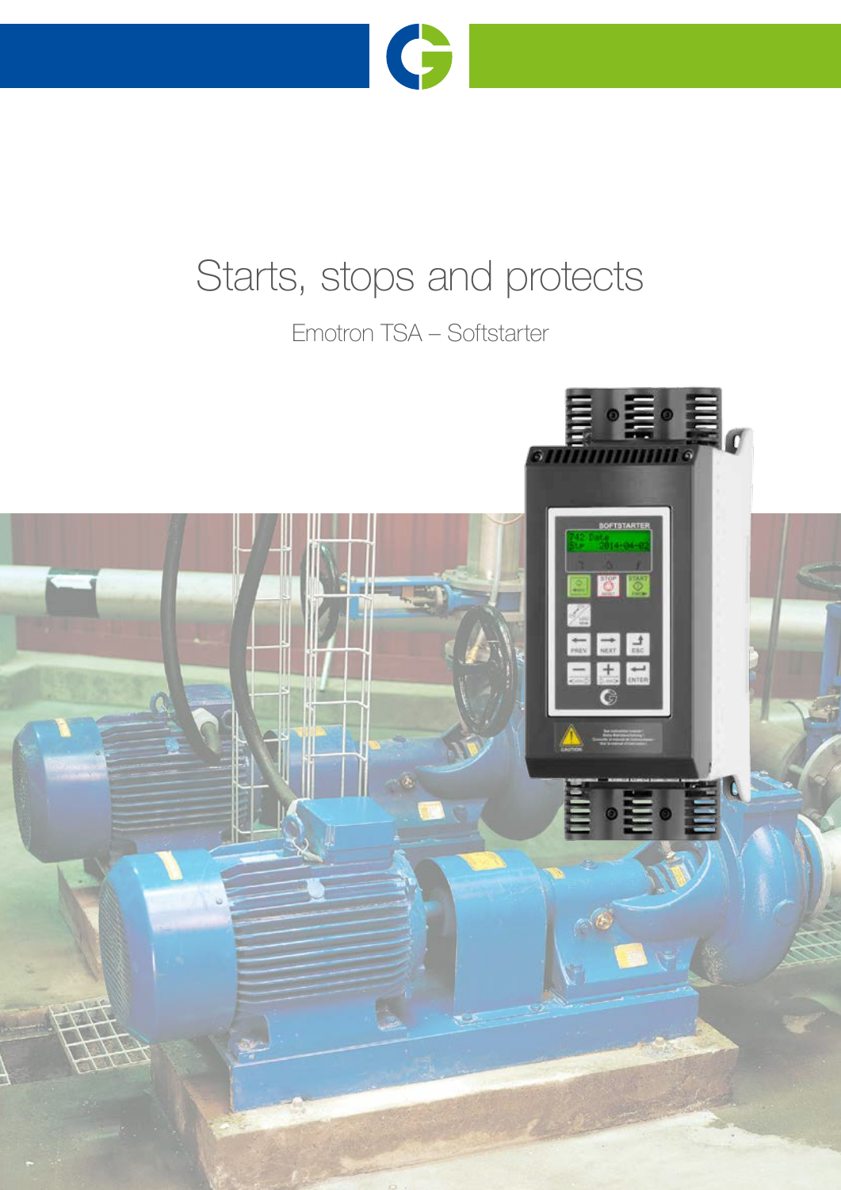# Starts, stops and protects

Emotron TSA – Softstarter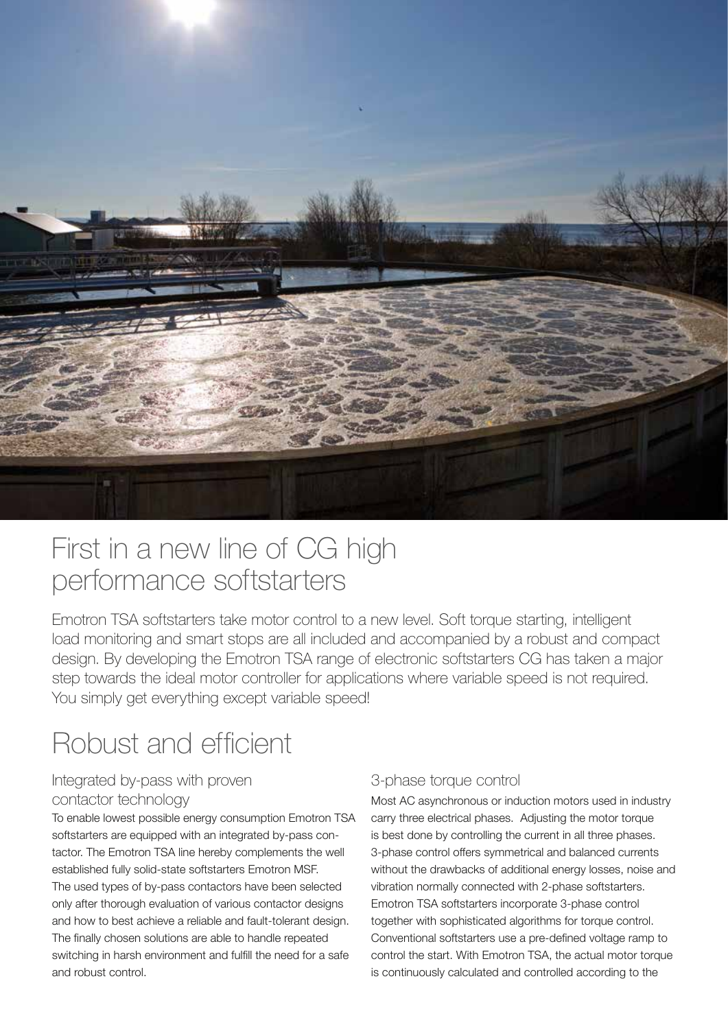# First in a new line of CG high performance softstarters

Emotron TSA softstarters take motor control to a new level. Soft torque starting, intelligent load monitoring and smart stops are all included and accompanied by a robust and compact design. By developing the Emotron TSA range of electronic softstarters CG has taken a major step towards the ideal motor controller for applications where variable speed is not required. You simply get everything except variable speed!

# Robust and efficient

### Integrated by-pass with proven contactor technology

To enable lowest possible energy consumption Emotron TSA softstarters are equipped with an integrated by-pass contactor. The Emotron TSA line hereby complements the well established fully solid-state softstarters Emotron MSF. The used types of by-pass contactors have been selected only after thorough evaluation of various contactor designs and how to best achieve a reliable and fault-tolerant design. The finally chosen solutions are able to handle repeated switching in harsh environment and fulfill the need for a safe and robust control.

### 3-phase torque control

Most AC asynchronous or induction motors used in industry carry three electrical phases. Adjusting the motor torque is best done by controlling the current in all three phases. 3-phase control offers symmetrical and balanced currents without the drawbacks of additional energy losses, noise and vibration normally connected with 2-phase softstarters. Emotron TSA softstarters incorporate 3-phase control together with sophisticated algorithms for torque control. Conventional softstarters use a pre-defined voltage ramp to control the start. With Emotron TSA, the actual motor torque is continuously calculated and controlled according to the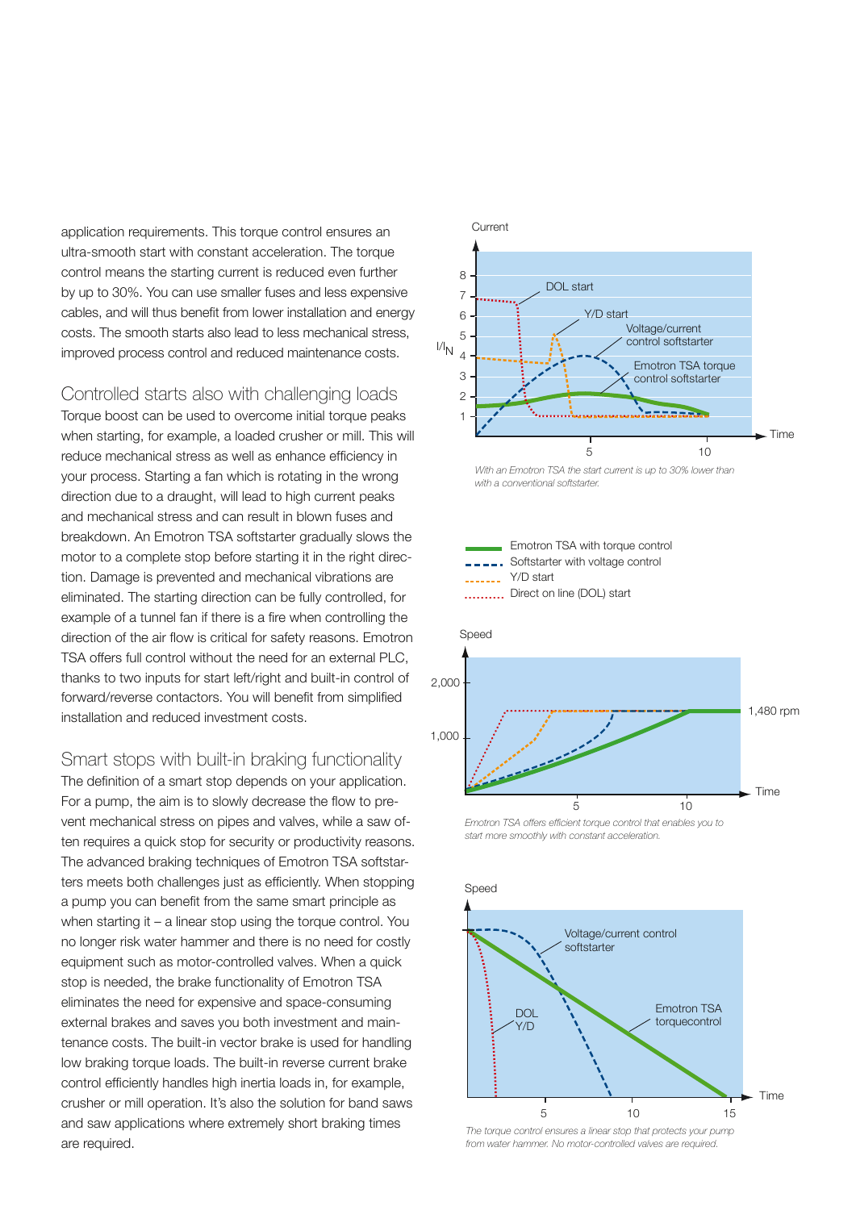application requirements. This torque control ensures an ultra-smooth start with constant acceleration. The torque control means the starting current is reduced even further by up to 30%. You can use smaller fuses and less expensive cables, and will thus benefit from lower installation and energy costs. The smooth starts also lead to less mechanical stress, improved process control and reduced maintenance costs.

## Controlled starts also with challenging loads

Torque boost can be used to overcome initial torque peaks when starting, for example, a loaded crusher or mill. This will reduce mechanical stress as well as enhance efficiency in your process. Starting a fan which is rotating in the wrong direction due to a draught, will lead to high current peaks and mechanical stress and can result in blown fuses and breakdown. An Emotron TSA softstarter gradually slows the motor to a complete stop before starting it in the right direction. Damage is prevented and mechanical vibrations are eliminated. The starting direction can be fully controlled, for example of a tunnel fan if there is a fire when controlling the direction of the air flow is critical for safety reasons. Emotron TSA offers full control without the need for an external PLC, thanks to two inputs for start left/right and built-in control of forward/reverse contactors. You will benefit from simplified installation and reduced investment costs.

## Smart stops with built-in braking functionality

The definition of a smart stop depends on your application. For a pump, the aim is to slowly decrease the flow to prevent mechanical stress on pipes and valves, while a saw often requires a quick stop for security or productivity reasons. The advanced braking techniques of Emotron TSA softstarters meets both challenges just as efficiently. When stopping a pump you can benefit from the same smart principle as when starting it – a linear stop using the torque control. You no longer risk water hammer and there is no need for costly equipment such as motor-controlled valves. When a quick stop is needed, the brake functionality of Emotron TSA eliminates the need for expensive and space-consuming external brakes and saves you both investment and maintenance costs. The built-in vector brake is used for handling low braking torque loads. The built-in reverse current brake control efficiently handles high inertia loads in, for example, crusher or mill operation. It's also the solution for band saws and saw applications where extremely short braking times are required.

*With an Emotron TSA the start current is up to 30% lower than with a conventional softstarter.*

*Emotron TSA offers efficient torque control that enables you to start more smoothly with constant acceleration.*

*The torque control ensures a linear stop that protects your pump from water hammer. No motor-controlled valves are required.*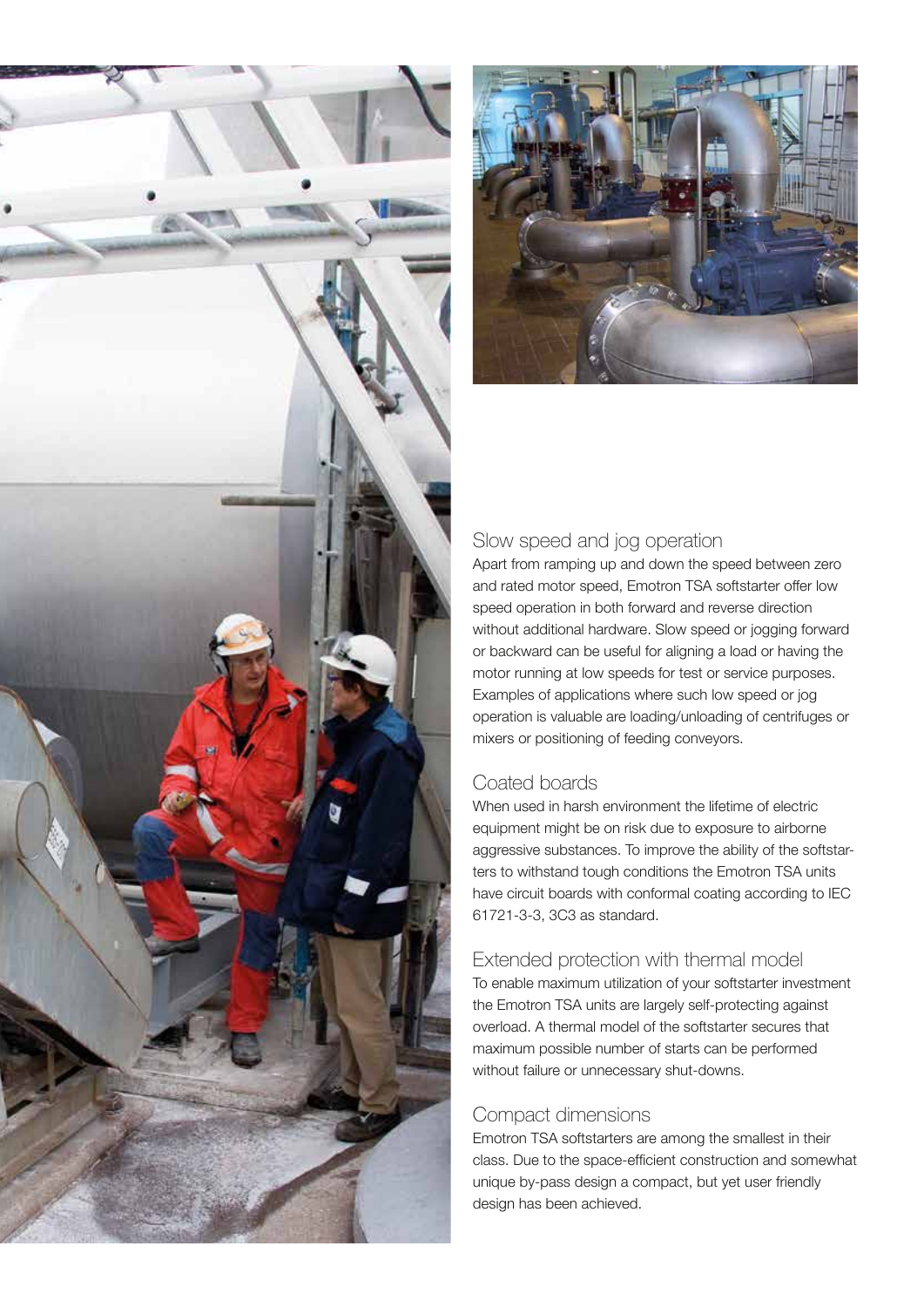## Slow speed and jog operation

Apart from ramping up and down the speed between zero and rated motor speed, Emotron TSA softstarter offer low speed operation in both forward and reverse direction without additional hardware. Slow speed or jogging forward or backward can be useful for aligning a load or having the motor running at low speeds for test or service purposes. Examples of applications where such low speed or jog operation is valuable are loading/unloading of centrifuges or mixers or positioning of feeding conveyors.

## Coated boards

When used in harsh environment the lifetime of electric equipment might be on risk due to exposure to airborne aggressive substances. To improve the ability of the softstarters to withstand tough conditions the Emotron TSA units have circuit boards with conformal coating according to IEC 61721-3-3, 3C3 as standard.

## Extended protection with thermal model

To enable maximum utilization of your softstarter investment the Emotron TSA units are largely self-protecting against overload. A thermal model of the softstarter secures that maximum possible number of starts can be performed without failure or unnecessary shut-downs.

## Compact dimensions

Emotron TSA softstarters are among the smallest in their class. Due to the space-efficient construction and somewhat unique by-pass design a compact, but yet user friendly design has been achieved.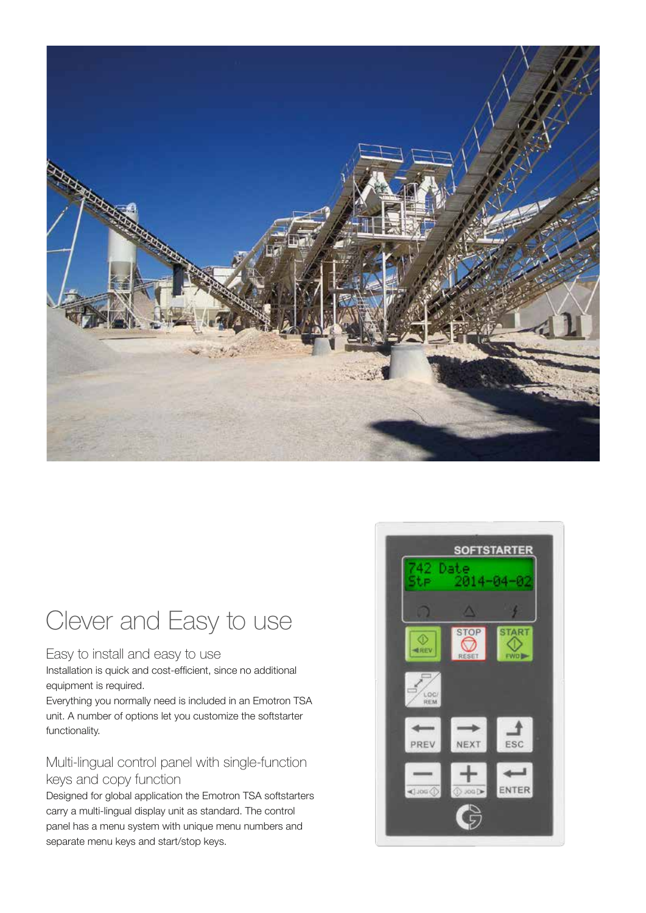# Clever and Easy to use

## Easy to install and easy to use

Installation is quick and cost-efficient, since no additional equipment is required.

Everything you normally need is included in an Emotron TSA unit. A number of options let you customize the softstarter functionality.

## Multi-lingual control panel with single-function keys and copy function

Designed for global application the Emotron TSA softstarters carry a multi-lingual display unit as standard. The control panel has a menu system with unique menu numbers and separate menu keys and start/stop keys.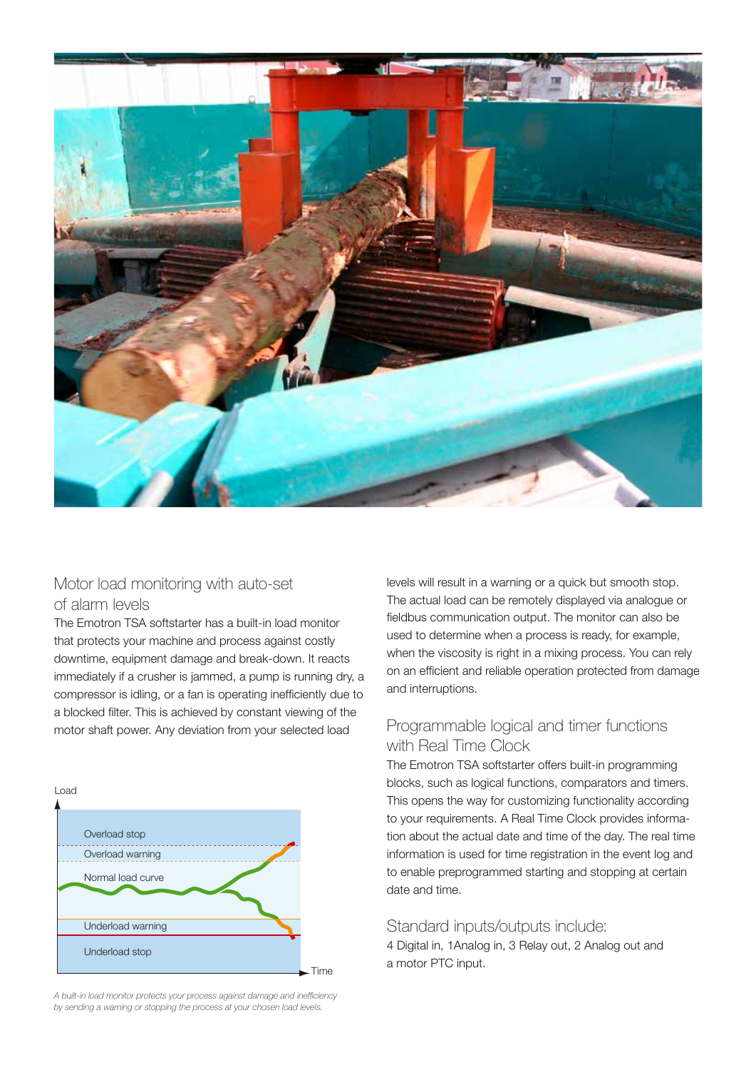## Motor load monitoring with auto-set of alarm levels

The Emotron TSA softstarter has a built-in load monitor that protects your machine and process against costly downtime, equipment damage and break-down. It reacts immediately if a crusher is jammed, a pump is running dry, a compressor is idling, or a fan is operating inefficiently due to a blocked filter. This is achieved by constant viewing of the motor shaft power. Any deviation from your selected load levels will result in a warning or a quick but smooth stop. The actual load can be remotely displayed via analogue or fieldbus communication output. The monitor can also be used to determine when a process is ready, for example, when the viscosity is right in a mixing process. You can rely on an efficient and reliable operation protected from damage and interruptions.

Load

Overload stop

Overload warning

Normal load curve

Underload warning

Underload stop

Time

*A built-in load monitor protects your process against damage and inefficiency by sending a warning or stopping the process at your chosen load levels.*

## Programmable logical and timer functions with Real Time Clock

The Emotron TSA softstarter offers built-in programming blocks, such as logical functions, comparators and timers. This opens the way for customizing functionality according to your requirements. A Real Time Clock provides information about the actual date and time of the day. The real time information is used for time registration in the event log and to enable preprogrammed starting and stopping at certain date and time.

## Standard inputs/outputs include:

4 Digital in, 1Analog in, 3 Relay out, 2 Analog out and a motor PTC input.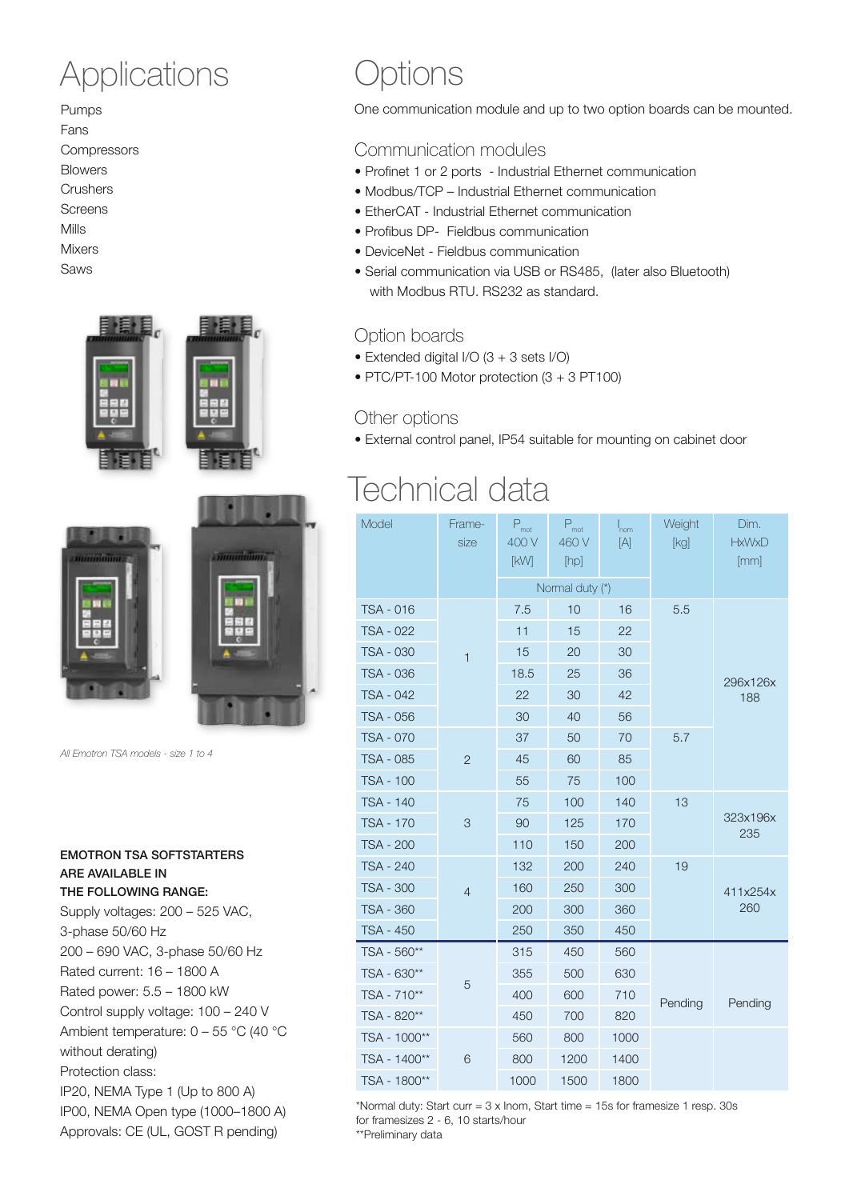# Applications

Pumps
Fans
Compressors
Blowers
Crushers
Screens
Mills
Mixers
Saws

*All Emotron TSA models - size 1 to 4*

**EMOTRON TSA SOFTSTARTERS ARE AVAILABLE IN THE FOLLOWING RANGE:**

Supply voltages: 200 – 525 VAC, 3-phase 50/60 Hz
200 – 690 VAC, 3-phase 50/60 Hz
Rated current: 16 – 1800 A
Rated power: 5.5 – 1800 kW
Control supply voltage: 100 – 240 V
Ambient temperature: 0 – 55 °C (40 °C without derating)
Protection class:
IP20, NEMA Type 1 (Up to 800 A)
IP00, NEMA Open type (1000–1800 A)
Approvals: CE (UL, GOST R pending)

# Options

One communication module and up to two option boards can be mounted.

## Communication modules

- Profinet 1 or 2 ports - Industrial Ethernet communication
- Modbus/TCP – Industrial Ethernet communication
- EtherCAT - Industrial Ethernet communication
- Profibus DP- Fieldbus communication
- DeviceNet - Fieldbus communication
- Serial communication via USB or RS485, (later also Bluetooth) with Modbus RTU. RS232 as standard.

## Option boards

- Extended digital I/O (3 + 3 sets I/O)
- PTC/PT-100 Motor protection (3 + 3 PT100)

## Other options

- External control panel, IP54 suitable for mounting on cabinet door

# Technical data

| Model | Frame-size | $P_{mot}$ 400 V [kW] | $P_{mot}$ 460 V [hp] | $I_{nom}$ [A] | Weight [kg] | Dim. HxWxD [mm] |
|---|---|---|---|---|---|---|
| | | Normal duty (*) | | | | |
| TSA - 016 | 1 | 7.5 | 10 | 16 | 5.5 | 296x126x 188 |
| TSA - 022 | | 11 | 15 | 22 | | |
| TSA - 030 | | 15 | 20 | 30 | | |
| TSA - 036 | | 18.5 | 25 | 36 | | |
| TSA - 042 | | 22 | 30 | 42 | | |
| TSA - 056 | | 30 | 40 | 56 | | |
| TSA - 070 | 2 | 37 | 50 | 70 | 5.7 | |
| TSA - 085 | | 45 | 60 | 85 | | |
| TSA - 100 | | 55 | 75 | 100 | | |
| TSA - 140 | 3 | 75 | 100 | 140 | 13 | 323x196x 235 |
| TSA - 170 | | 90 | 125 | 170 | | |
| TSA - 200 | | 110 | 150 | 200 | | |
| TSA - 240 | 4 | 132 | 200 | 240 | 19 | 411x254x 260 |
| TSA - 300 | | 160 | 250 | 300 | | |
| TSA - 360 | | 200 | 300 | 360 | | |
| TSA - 450 | | 250 | 350 | 450 | | |
| TSA - 560** | 5 | 315 | 450 | 560 | Pending | Pending |
| TSA - 630** | | 355 | 500 | 630 | | |
| TSA - 710** | | 400 | 600 | 710 | | |
| TSA - 820** | | 450 | 700 | 820 | | |
| TSA - 1000** | 6 | 560 | 800 | 1000 | | |
| TSA - 1400** | | 800 | 1200 | 1400 | | |
| TSA - 1800** | | 1000 | 1500 | 1800 | | |

*Normal duty: Start curr = 3 x Inom, Start time = 15s for framesize 1 resp. 30s for framesizes 2 - 6, 10 starts/hour
**Preliminary data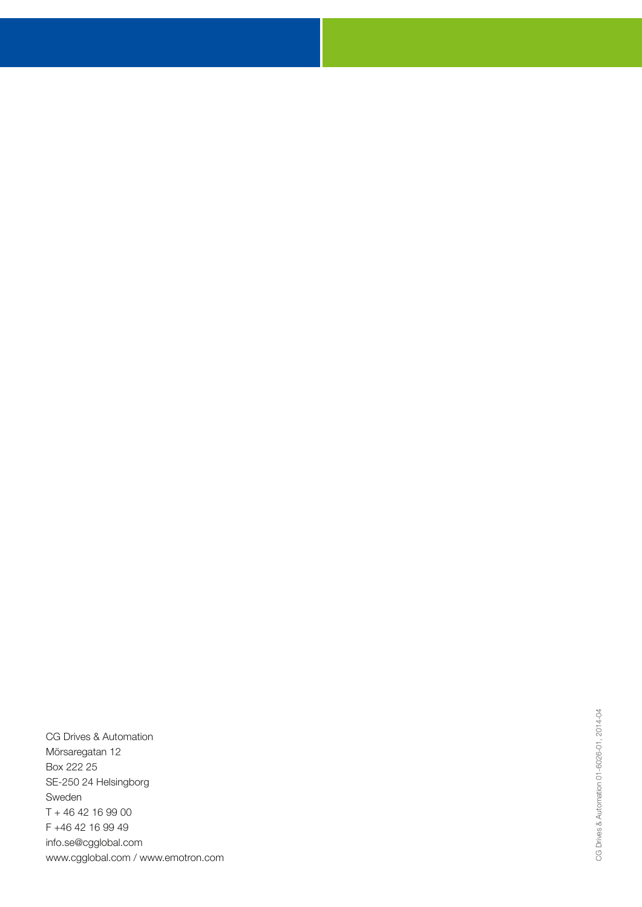CG Drives & Automation
Mörsaregatan 12
Box 222 25
SE-250 24 Helsingborg
Sweden
T + 46 42 16 99 00
F +46 42 16 99 49
info.se@cgglobal.com
www.cgglobal.com / www.emotron.com

CG Drives & Automation 01-6026-01, 2014-04